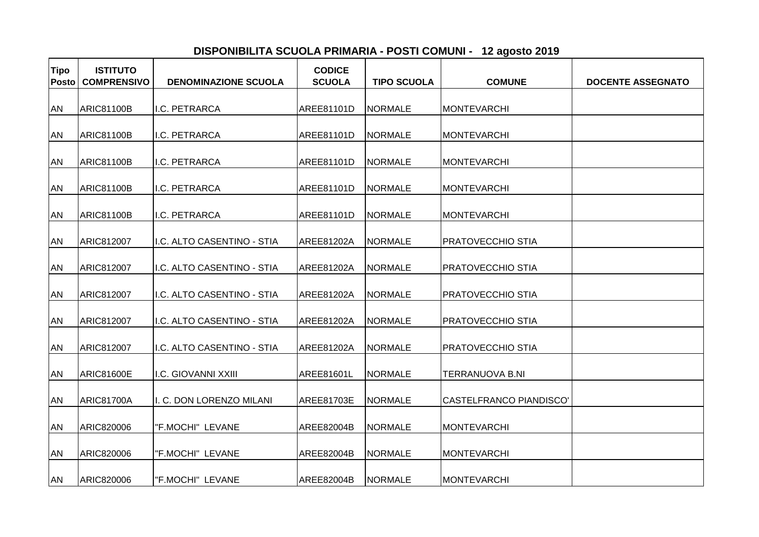# DISPONIBILITA SCUOLA PRIMARIA - POSTI COMUNI - 12 agosto 2019

| Tipo Posto | ISTITUTO COMPRENSIVO | DENOMINAZIONE SCUOLA | CODICE SCUOLA | TIPO SCUOLA | COMUNE | DOCENTE ASSEGNATO |
|---|---|---|---|---|---|---|
| AN | ARIC81100B | I.C. PETRARCA | AREE81101D | NORMALE | MONTEVARCHI | |
| AN | ARIC81100B | I.C. PETRARCA | AREE81101D | NORMALE | MONTEVARCHI | |
| AN | ARIC81100B | I.C. PETRARCA | AREE81101D | NORMALE | MONTEVARCHI | |
| AN | ARIC81100B | I.C. PETRARCA | AREE81101D | NORMALE | MONTEVARCHI | |
| AN | ARIC81100B | I.C. PETRARCA | AREE81101D | NORMALE | MONTEVARCHI | |
| AN | ARIC812007 | I.C. ALTO CASENTINO - STIA | AREE81202A | NORMALE | PRATOVECCHIO STIA | |
| AN | ARIC812007 | I.C. ALTO CASENTINO - STIA | AREE81202A | NORMALE | PRATOVECCHIO STIA | |
| AN | ARIC812007 | I.C. ALTO CASENTINO - STIA | AREE81202A | NORMALE | PRATOVECCHIO STIA | |
| AN | ARIC812007 | I.C. ALTO CASENTINO - STIA | AREE81202A | NORMALE | PRATOVECCHIO STIA | |
| AN | ARIC812007 | I.C. ALTO CASENTINO - STIA | AREE81202A | NORMALE | PRATOVECCHIO STIA | |
| AN | ARIC81600E | I.C. GIOVANNI XXIII | AREE81601L | NORMALE | TERRANUOVA B.NI | |
| AN | ARIC81700A | I. C. DON LORENZO MILANI | AREE81703E | NORMALE | CASTELFRANCO PIANDISCO' | |
| AN | ARIC820006 | "F.MOCHI" LEVANE | AREE82004B | NORMALE | MONTEVARCHI | |
| AN | ARIC820006 | "F.MOCHI" LEVANE | AREE82004B | NORMALE | MONTEVARCHI | |
| AN | ARIC820006 | "F.MOCHI" LEVANE | AREE82004B | NORMALE | MONTEVARCHI | |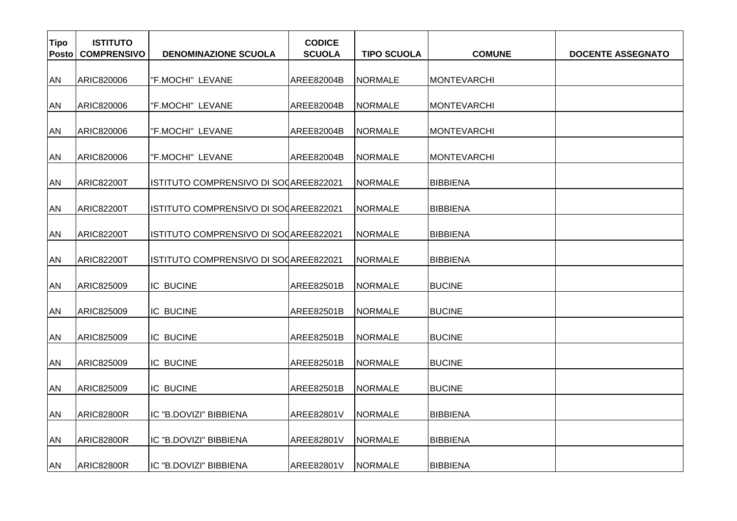| Tipo Posto | ISTITUTO COMPRENSIVO | DENOMINAZIONE SCUOLA | CODICE SCUOLA | TIPO SCUOLA | COMUNE | DOCENTE ASSEGNATO |
|---|---|---|---|---|---|---|
| AN | ARIC820006 | "F.MOCHI" LEVANE | AREE82004B | NORMALE | MONTEVARCHI | |
| AN | ARIC820006 | "F.MOCHI" LEVANE | AREE82004B | NORMALE | MONTEVARCHI | |
| AN | ARIC820006 | "F.MOCHI" LEVANE | AREE82004B | NORMALE | MONTEVARCHI | |
| AN | ARIC820006 | "F.MOCHI" LEVANE | AREE82004B | NORMALE | MONTEVARCHI | |
| AN | ARIC82200T | ISTITUTO COMPRENSIVO DI SOC | AREE822021 | NORMALE | BIBBIENA | |
| AN | ARIC82200T | ISTITUTO COMPRENSIVO DI SOC | AREE822021 | NORMALE | BIBBIENA | |
| AN | ARIC82200T | ISTITUTO COMPRENSIVO DI SOC | AREE822021 | NORMALE | BIBBIENA | |
| AN | ARIC82200T | ISTITUTO COMPRENSIVO DI SOC | AREE822021 | NORMALE | BIBBIENA | |
| AN | ARIC825009 | IC BUCINE | AREE82501B | NORMALE | BUCINE | |
| AN | ARIC825009 | IC BUCINE | AREE82501B | NORMALE | BUCINE | |
| AN | ARIC825009 | IC BUCINE | AREE82501B | NORMALE | BUCINE | |
| AN | ARIC825009 | IC BUCINE | AREE82501B | NORMALE | BUCINE | |
| AN | ARIC825009 | IC BUCINE | AREE82501B | NORMALE | BUCINE | |
| AN | ARIC82800R | IC "B.DOVIZI" BIBBIENA | AREE82801V | NORMALE | BIBBIENA | |
| AN | ARIC82800R | IC "B.DOVIZI" BIBBIENA | AREE82801V | NORMALE | BIBBIENA | |
| AN | ARIC82800R | IC "B.DOVIZI" BIBBIENA | AREE82801V | NORMALE | BIBBIENA | |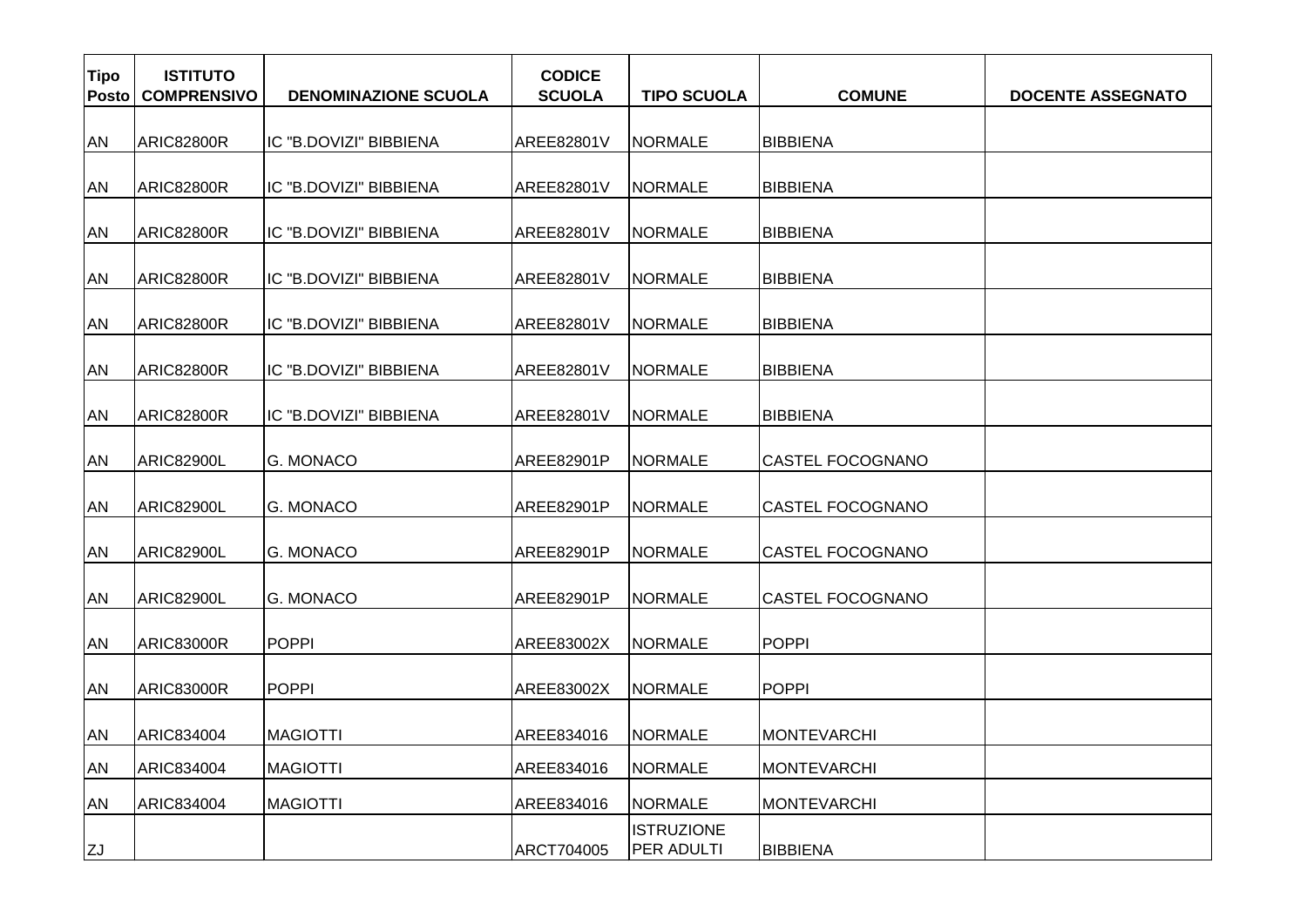| Tipo Posto | ISTITUTO COMPRENSIVO | DENOMINAZIONE SCUOLA | CODICE SCUOLA | TIPO SCUOLA | COMUNE | DOCENTE ASSEGNATO |
|---|---|---|---|---|---|---|
| AN | ARIC82800R | IC "B.DOVIZI" BIBBIENA | AREE82801V | NORMALE | BIBBIENA | |
| AN | ARIC82800R | IC "B.DOVIZI" BIBBIENA | AREE82801V | NORMALE | BIBBIENA | |
| AN | ARIC82800R | IC "B.DOVIZI" BIBBIENA | AREE82801V | NORMALE | BIBBIENA | |
| AN | ARIC82800R | IC "B.DOVIZI" BIBBIENA | AREE82801V | NORMALE | BIBBIENA | |
| AN | ARIC82800R | IC "B.DOVIZI" BIBBIENA | AREE82801V | NORMALE | BIBBIENA | |
| AN | ARIC82800R | IC "B.DOVIZI" BIBBIENA | AREE82801V | NORMALE | BIBBIENA | |
| AN | ARIC82800R | IC "B.DOVIZI" BIBBIENA | AREE82801V | NORMALE | BIBBIENA | |
| AN | ARIC82900L | G. MONACO | AREE82901P | NORMALE | CASTEL FOCOGNANO | |
| AN | ARIC82900L | G. MONACO | AREE82901P | NORMALE | CASTEL FOCOGNANO | |
| AN | ARIC82900L | G. MONACO | AREE82901P | NORMALE | CASTEL FOCOGNANO | |
| AN | ARIC82900L | G. MONACO | AREE82901P | NORMALE | CASTEL FOCOGNANO | |
| AN | ARIC83000R | POPPI | AREE83002X | NORMALE | POPPI | |
| AN | ARIC83000R | POPPI | AREE83002X | NORMALE | POPPI | |
| AN | ARIC834004 | MAGIOTTI | AREE834016 | NORMALE | MONTEVARCHI | |
| AN | ARIC834004 | MAGIOTTI | AREE834016 | NORMALE | MONTEVARCHI | |
| AN | ARIC834004 | MAGIOTTI | AREE834016 | NORMALE | MONTEVARCHI | |
| ZJ | | | ARCT704005 | ISTRUZIONE PER ADULTI | BIBBIENA | |